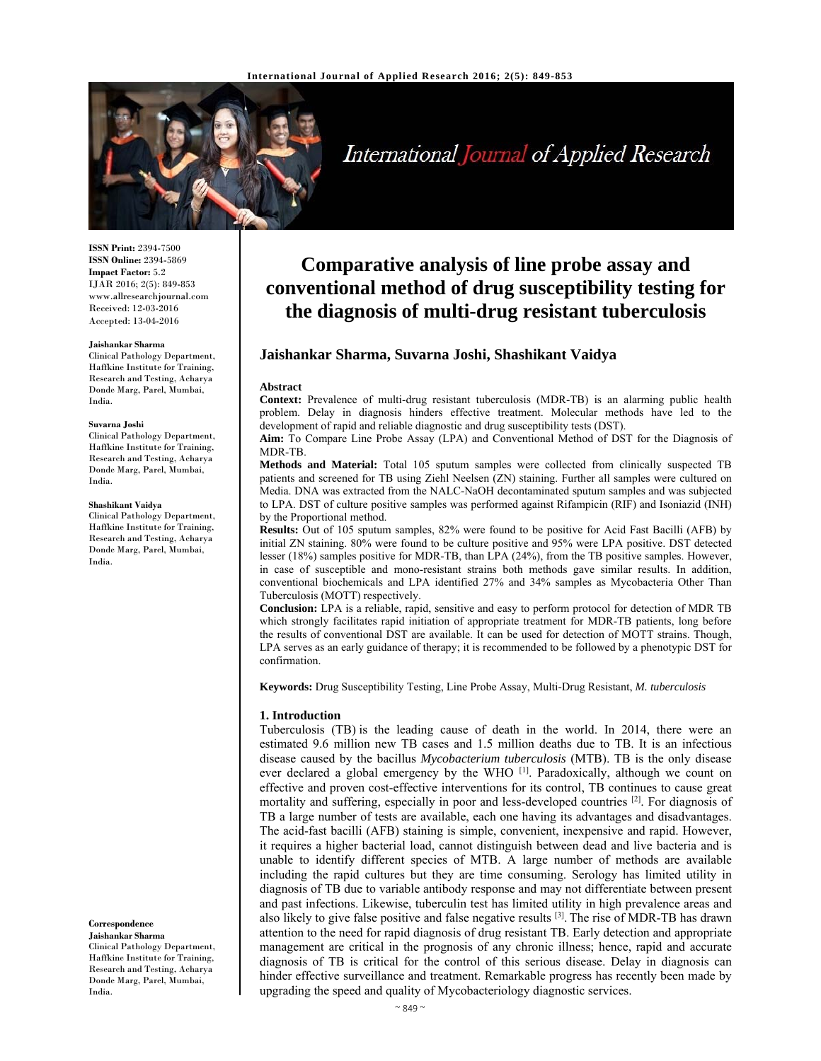# Comparative analysis of line probe assay and conventional method of drug susceptibility testing for the diagnosis of multi-drug resistant tuberculosis

**Jaishankar Sharma, Suvarna Joshi, Shashikant Vaidya**

**ISSN Print:** 2394-7500
**ISSN Online:** 2394-5869
**Impact Factor:** 5.2
IJAR 2016; 2(5): 849-853
www.allresearchjournal.com
Received: 12-03-2016
Accepted: 13-04-2016

**Jaishankar Sharma**
Clinical Pathology Department, Haffkine Institute for Training, Research and Testing, Acharya Donde Marg, Parel, Mumbai, India.

**Suvarna Joshi**
Clinical Pathology Department, Haffkine Institute for Training, Research and Testing, Acharya Donde Marg, Parel, Mumbai, India.

**Shashikant Vaidya**
Clinical Pathology Department, Haffkine Institute for Training, Research and Testing, Acharya Donde Marg, Parel, Mumbai, India.

**Correspondence**
**Jaishankar Sharma**
Clinical Pathology Department, Haffkine Institute for Training, Research and Testing, Acharya Donde Marg, Parel, Mumbai, India.

## Abstract

**Context:** Prevalence of multi-drug resistant tuberculosis (MDR-TB) is an alarming public health problem. Delay in diagnosis hinders effective treatment. Molecular methods have led to the development of rapid and reliable diagnostic and drug susceptibility tests (DST).

**Aim:** To Compare Line Probe Assay (LPA) and Conventional Method of DST for the Diagnosis of MDR-TB.

**Methods and Material:** Total 105 sputum samples were collected from clinically suspected TB patients and screened for TB using Ziehl Neelsen (ZN) staining. Further all samples were cultured on Media. DNA was extracted from the NALC-NaOH decontaminated sputum samples and was subjected to LPA. DST of culture positive samples was performed against Rifampicin (RIF) and Isoniazid (INH) by the Proportional method.

**Results:** Out of 105 sputum samples, 82% were found to be positive for Acid Fast Bacilli (AFB) by initial ZN staining. 80% were found to be culture positive and 95% were LPA positive. DST detected lesser (18%) samples positive for MDR-TB, than LPA (24%), from the TB positive samples. However, in case of susceptible and mono-resistant strains both methods gave similar results. In addition, conventional biochemicals and LPA identified 27% and 34% samples as Mycobacteria Other Than Tuberculosis (MOTT) respectively.

**Conclusion:** LPA is a reliable, rapid, sensitive and easy to perform protocol for detection of MDR TB which strongly facilitates rapid initiation of appropriate treatment for MDR-TB patients, long before the results of conventional DST are available. It can be used for detection of MOTT strains. Though, LPA serves as an early guidance of therapy; it is recommended to be followed by a phenotypic DST for confirmation.

**Keywords:** Drug Susceptibility Testing, Line Probe Assay, Multi-Drug Resistant, *M. tuberculosis*

## 1. Introduction

Tuberculosis (TB) is the leading cause of death in the world. In 2014, there were an estimated 9.6 million new TB cases and 1.5 million deaths due to TB. It is an infectious disease caused by the bacillus *Mycobacterium tuberculosis* (MTB). TB is the only disease ever declared a global emergency by the WHO [1]. Paradoxically, although we count on effective and proven cost-effective interventions for its control, TB continues to cause great mortality and suffering, especially in poor and less-developed countries [2]. For diagnosis of TB a large number of tests are available, each one having its advantages and disadvantages. The acid-fast bacilli (AFB) staining is simple, convenient, inexpensive and rapid. However, it requires a higher bacterial load, cannot distinguish between dead and live bacteria and is unable to identify different species of MTB. A large number of methods are available including the rapid cultures but they are time consuming. Serology has limited utility in diagnosis of TB due to variable antibody response and may not differentiate between present and past infections. Likewise, tuberculin test has limited utility in high prevalence areas and also likely to give false positive and false negative results [3]. The rise of MDR-TB has drawn attention to the need for rapid diagnosis of drug resistant TB. Early detection and appropriate management are critical in the prognosis of any chronic illness; hence, rapid and accurate diagnosis of TB is critical for the control of this serious disease. Delay in diagnosis can hinder effective surveillance and treatment. Remarkable progress has recently been made by upgrading the speed and quality of Mycobacteriology diagnostic services.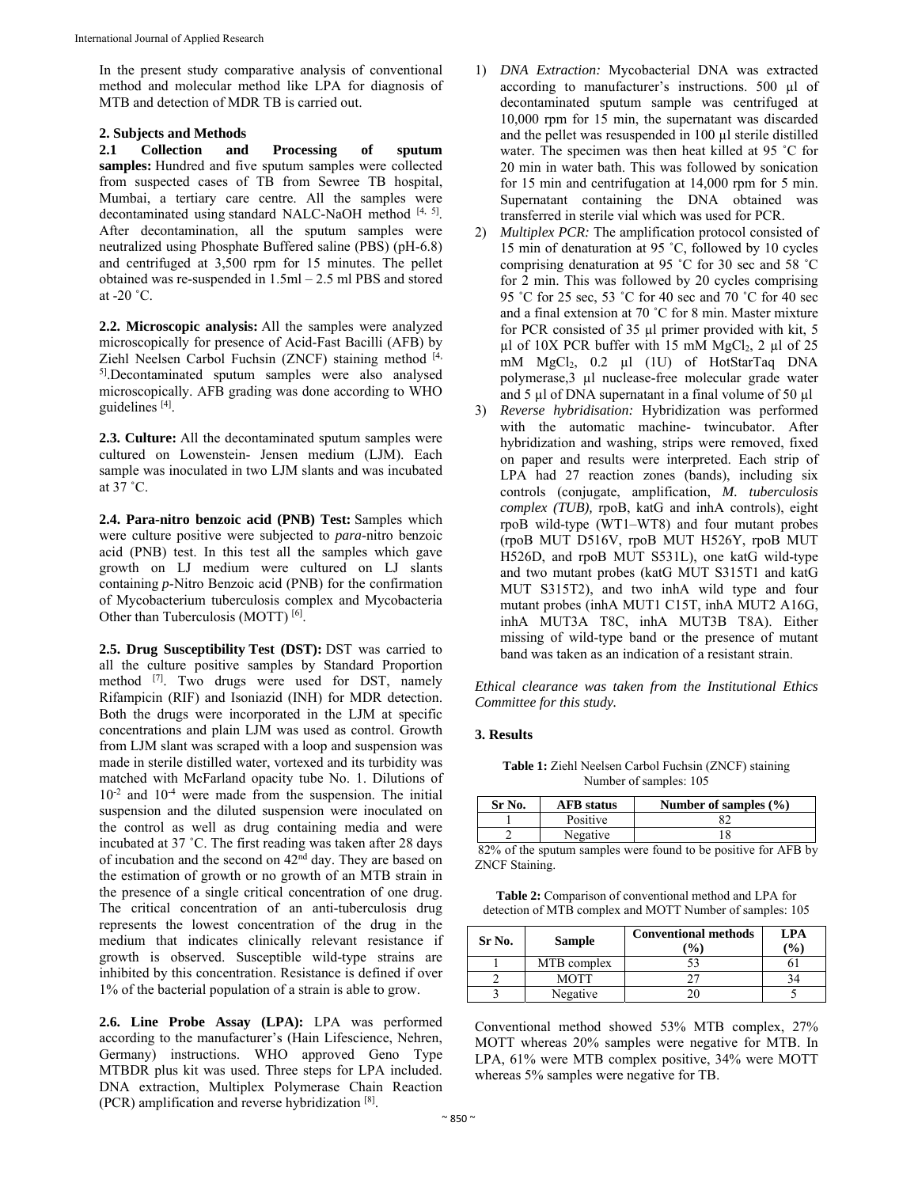In the present study comparative analysis of conventional method and molecular method like LPA for diagnosis of MTB and detection of MDR TB is carried out.

## 2. Subjects and Methods

**2.1 Collection and Processing of sputum samples:** Hundred and five sputum samples were collected from suspected cases of TB from Sewree TB hospital, Mumbai, a tertiary care centre. All the samples were decontaminated using standard NALC-NaOH method [4, 5]. After decontamination, all the sputum samples were neutralized using Phosphate Buffered saline (PBS) (pH-6.8) and centrifuged at 3,500 rpm for 15 minutes. The pellet obtained was re-suspended in 1.5ml – 2.5 ml PBS and stored at -20 ˚C.

**2.2. Microscopic analysis:** All the samples were analyzed microscopically for presence of Acid-Fast Bacilli (AFB) by Ziehl Neelsen Carbol Fuchsin (ZNCF) staining method [4, 5].Decontaminated sputum samples were also analysed microscopically. AFB grading was done according to WHO guidelines [4].

**2.3. Culture:** All the decontaminated sputum samples were cultured on Lowenstein- Jensen medium (LJM). Each sample was inoculated in two LJM slants and was incubated at 37 ˚C.

**2.4. Para-nitro benzoic acid (PNB) Test:** Samples which were culture positive were subjected to *para*-nitro benzoic acid (PNB) test. In this test all the samples which gave growth on LJ medium were cultured on LJ slants containing ***p***-Nitro Benzoic acid (PNB) for the confirmation of Mycobacterium tuberculosis complex and Mycobacteria Other than Tuberculosis (MOTT) [6].

**2.5. Drug Susceptibility Test (DST):** DST was carried to all the culture positive samples by Standard Proportion method [7]. Two drugs were used for DST, namely Rifampicin (RIF) and Isoniazid (INH) for MDR detection. Both the drugs were incorporated in the LJM at specific concentrations and plain LJM was used as control. Growth from LJM slant was scraped with a loop and suspension was made in sterile distilled water, vortexed and its turbidity was matched with McFarland opacity tube No. 1. Dilutions of $10^{-2}$ and $10^{-4}$ were made from the suspension. The initial suspension and the diluted suspension were inoculated on the control as well as drug containing media and were incubated at 37 ˚C. The first reading was taken after 28 days of incubation and the second on 42nd day. They are based on the estimation of growth or no growth of an MTB strain in the presence of a single critical concentration of one drug. The critical concentration of an anti-tuberculosis drug represents the lowest concentration of the drug in the medium that indicates clinically relevant resistance if growth is observed. Susceptible wild-type strains are inhibited by this concentration. Resistance is defined if over 1% of the bacterial population of a strain is able to grow.

**2.6. Line Probe Assay (LPA):** LPA was performed according to the manufacturer's (Hain Lifescience, Nehren, Germany) instructions. WHO approved Geno Type MTBDR plus kit was used. Three steps for LPA included. DNA extraction, Multiplex Polymerase Chain Reaction (PCR) amplification and reverse hybridization [8].

1) *DNA Extraction:* Mycobacterial DNA was extracted according to manufacturer's instructions. 500 µl of decontaminated sputum sample was centrifuged at 10,000 rpm for 15 min, the supernatant was discarded and the pellet was resuspended in 100 µl sterile distilled water. The specimen was then heat killed at 95 ˚C for 20 min in water bath. This was followed by sonication for 15 min and centrifugation at 14,000 rpm for 5 min. Supernatant containing the DNA obtained was transferred in sterile vial which was used for PCR.
2) *Multiplex PCR:* The amplification protocol consisted of 15 min of denaturation at 95 ˚C, followed by 10 cycles comprising denaturation at 95 ˚C for 30 sec and 58 ˚C for 2 min. This was followed by 20 cycles comprising 95 ˚C for 25 sec, 53 ˚C for 40 sec and 70 ˚C for 40 sec and a final extension at 70 ˚C for 8 min. Master mixture for PCR consisted of 35 µl primer provided with kit, 5 µl of 10X PCR buffer with 15 mM $MgCl_2$, 2 µl of 25 mM $MgCl_2$, 0.2 µl (1U) of HotStarTaq DNA polymerase,3 µl nuclease-free molecular grade water and 5 µl of DNA supernatant in a final volume of 50 µl
3) *Reverse hybridisation:* Hybridization was performed with the automatic machine- twincubator. After hybridization and washing, strips were removed, fixed on paper and results were interpreted. Each strip of LPA had 27 reaction zones (bands), including six controls (conjugate, amplification, *M. tuberculosis complex (TUB),* rpoB, katG and inhA controls), eight rpoB wild-type (WT1–WT8) and four mutant probes (rpoB MUT D516V, rpoB MUT H526Y, rpoB MUT H526D, and rpoB MUT S531L), one katG wild-type and two mutant probes (katG MUT S315T1 and katG MUT S315T2), and two inhA wild type and four mutant probes (inhA MUT1 C15T, inhA MUT2 A16G, inhA MUT3A T8C, inhA MUT3B T8A). Either missing of wild-type band or the presence of mutant band was taken as an indication of a resistant strain.

*Ethical clearance was taken from the Institutional Ethics Committee for this study.*

## 3. Results

**Table 1:** Ziehl Neelsen Carbol Fuchsin (ZNCF) staining Number of samples: 105

| Sr No. | AFB status | Number of samples (%) |
|---|---|---|
| 1 | Positive | 82 |
| 2 | Negative | 18 |

82% of the sputum samples were found to be positive for AFB by ZNCF Staining.

**Table 2:** Comparison of conventional method and LPA for detection of MTB complex and MOTT Number of samples: 105

| Sr No. | Sample | Conventional methods (%) | LPA (%) |
|---|---|---|---|
| 1 | MTB complex | 53 | 61 |
| 2 | MOTT | 27 | 34 |
| 3 | Negative | 20 | 5 |

Conventional method showed 53% MTB complex, 27% MOTT whereas 20% samples were negative for MTB. In LPA, 61% were MTB complex positive, 34% were MOTT whereas 5% samples were negative for TB.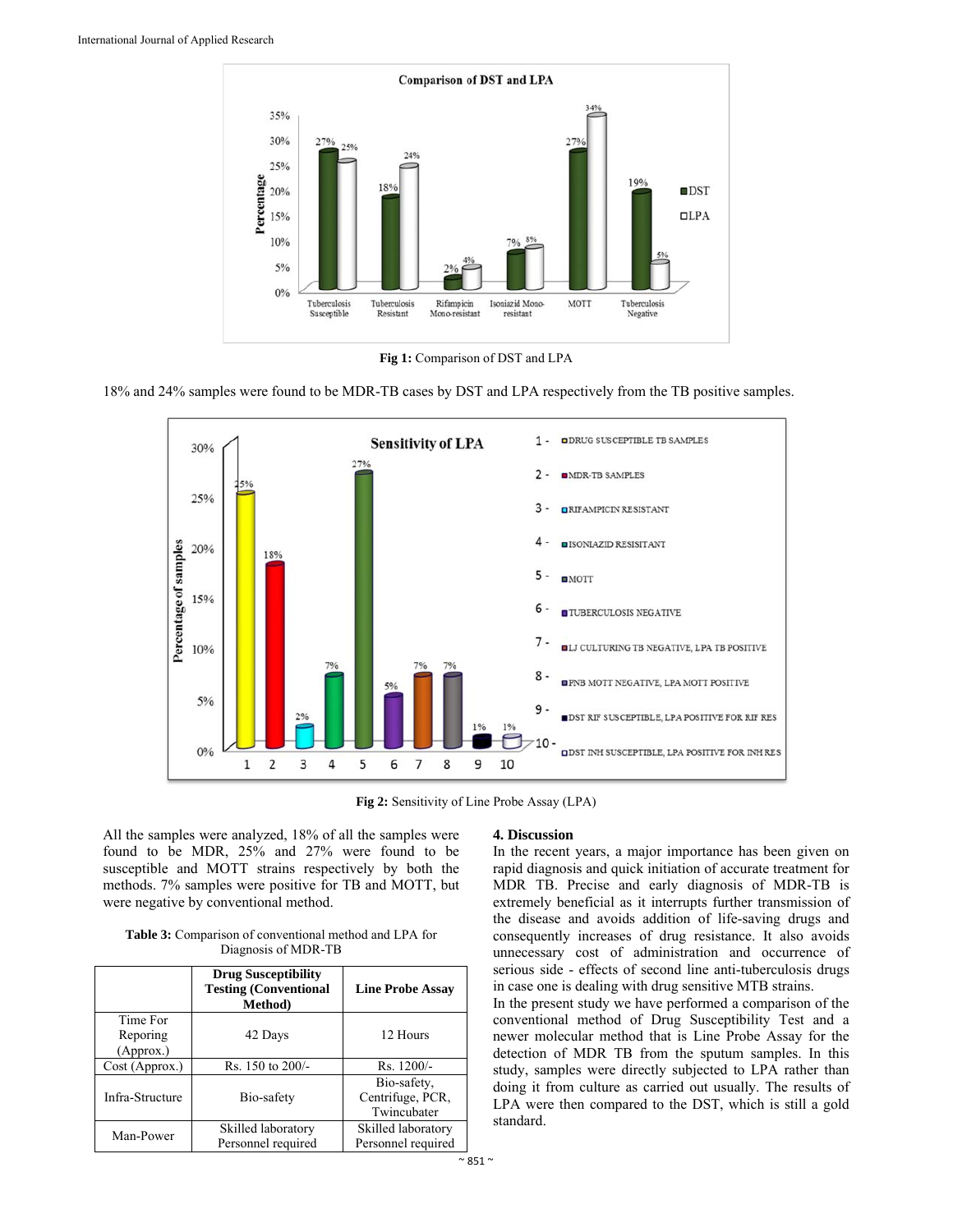Fig 1: Comparison of DST and LPA

18% and 24% samples were found to be MDR-TB cases by DST and LPA respectively from the TB positive samples.

Fig 2: Sensitivity of Line Probe Assay (LPA)

All the samples were analyzed, 18% of all the samples were found to be MDR, 25% and 27% were found to be susceptible and MOTT strains respectively by both the methods. 7% samples were positive for TB and MOTT, but were negative by conventional method.

**Table 3:** Comparison of conventional method and LPA for Diagnosis of MDR-TB

| | Drug Susceptibility Testing (Conventional Method) | Line Probe Assay |
|---|---|---|
| Time For Reporing (Approx.) | 42 Days | 12 Hours |
| Cost (Approx.) | Rs. 150 to 200/- | Rs. 1200/- |
| Infra-Structure | Bio-safety | Bio-safety, Centrifuge, PCR, Twincubater |
| Man-Power | Skilled laboratory Personnel required | Skilled laboratory Personnel required |

## 4. Discussion

In the recent years, a major importance has been given on rapid diagnosis and quick initiation of accurate treatment for MDR TB. Precise and early diagnosis of MDR-TB is extremely beneficial as it interrupts further transmission of the disease and avoids addition of life-saving drugs and consequently increases of drug resistance. It also avoids unnecessary cost of administration and occurrence of serious side - effects of second line anti-tuberculosis drugs in case one is dealing with drug sensitive MTB strains.

In the present study we have performed a comparison of the conventional method of Drug Susceptibility Test and a newer molecular method that is Line Probe Assay for the detection of MDR TB from the sputum samples. In this study, samples were directly subjected to LPA rather than doing it from culture as carried out usually. The results of LPA were then compared to the DST, which is still a gold standard.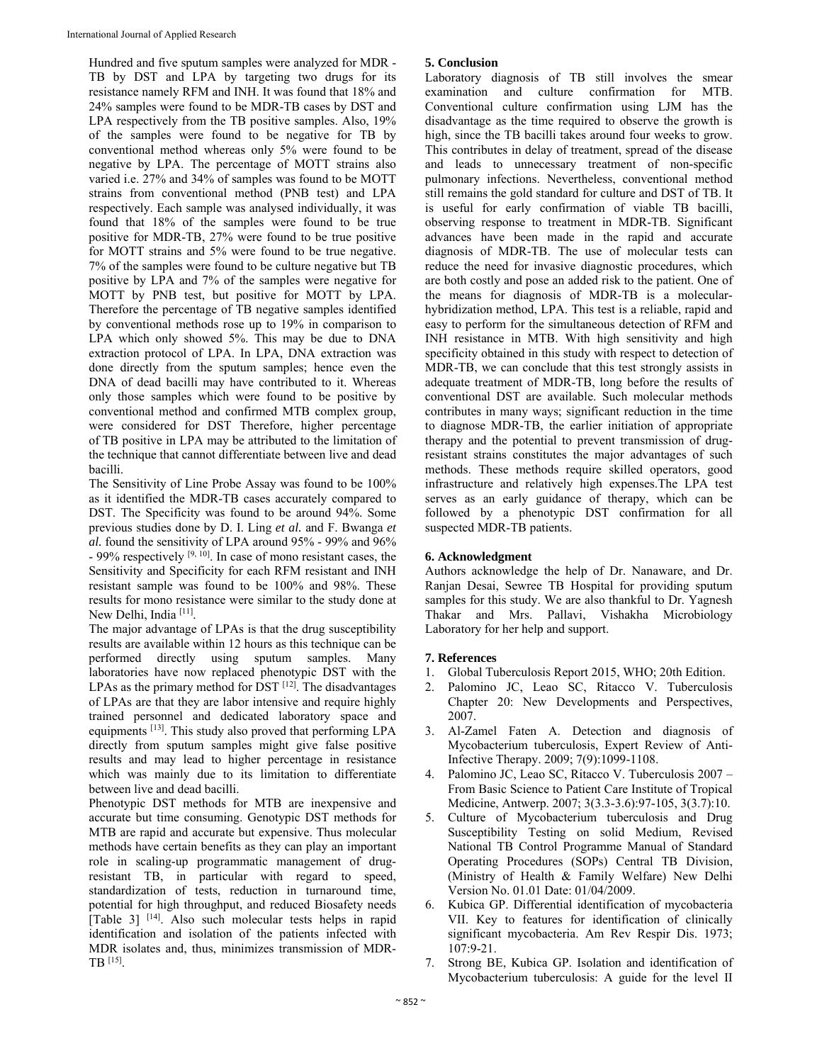Hundred and five sputum samples were analyzed for MDR - TB by DST and LPA by targeting two drugs for its resistance namely RFM and INH. It was found that 18% and 24% samples were found to be MDR-TB cases by DST and LPA respectively from the TB positive samples. Also, 19% of the samples were found to be negative for TB by conventional method whereas only 5% were found to be negative by LPA. The percentage of MOTT strains also varied i.e. 27% and 34% of samples was found to be MOTT strains from conventional method (PNB test) and LPA respectively. Each sample was analysed individually, it was found that 18% of the samples were found to be true positive for MDR-TB, 27% were found to be true positive for MOTT strains and 5% were found to be true negative. 7% of the samples were found to be culture negative but TB positive by LPA and 7% of the samples were negative for MOTT by PNB test, but positive for MOTT by LPA. Therefore the percentage of TB negative samples identified by conventional methods rose up to 19% in comparison to LPA which only showed 5%. This may be due to DNA extraction protocol of LPA. In LPA, DNA extraction was done directly from the sputum samples; hence even the DNA of dead bacilli may have contributed to it. Whereas only those samples which were found to be positive by conventional method and confirmed MTB complex group, were considered for DST Therefore, higher percentage of TB positive in LPA may be attributed to the limitation of the technique that cannot differentiate between live and dead bacilli.

The Sensitivity of Line Probe Assay was found to be 100% as it identified the MDR-TB cases accurately compared to DST. The Specificity was found to be around 94%. Some previous studies done by D. I. Ling *et al.* and F. Bwanga *et al.* found the sensitivity of LPA around 95% - 99% and 96% - 99% respectively [9, 10]. In case of mono resistant cases, the Sensitivity and Specificity for each RFM resistant and INH resistant sample was found to be 100% and 98%. These results for mono resistance were similar to the study done at New Delhi, India [11].

The major advantage of LPAs is that the drug susceptibility results are available within 12 hours as this technique can be performed directly using sputum samples. Many laboratories have now replaced phenotypic DST with the LPAs as the primary method for DST [12]. The disadvantages of LPAs are that they are labor intensive and require highly trained personnel and dedicated laboratory space and equipments [13]. This study also proved that performing LPA directly from sputum samples might give false positive results and may lead to higher percentage in resistance which was mainly due to its limitation to differentiate between live and dead bacilli.

Phenotypic DST methods for MTB are inexpensive and accurate but time consuming. Genotypic DST methods for MTB are rapid and accurate but expensive. Thus molecular methods have certain benefits as they can play an important role in scaling-up programmatic management of drug-resistant TB, in particular with regard to speed, standardization of tests, reduction in turnaround time, potential for high throughput, and reduced Biosafety needs [Table 3] [14]. Also such molecular tests helps in rapid identification and isolation of the patients infected with MDR isolates and, thus, minimizes transmission of MDR-TB [15].

## 5. Conclusion

Laboratory diagnosis of TB still involves the smear examination and culture confirmation for MTB. Conventional culture confirmation using LJM has the disadvantage as the time required to observe the growth is high, since the TB bacilli takes around four weeks to grow. This contributes in delay of treatment, spread of the disease and leads to unnecessary treatment of non-specific pulmonary infections. Nevertheless, conventional method still remains the gold standard for culture and DST of TB. It is useful for early confirmation of viable TB bacilli, observing response to treatment in MDR-TB. Significant advances have been made in the rapid and accurate diagnosis of MDR-TB. The use of molecular tests can reduce the need for invasive diagnostic procedures, which are both costly and pose an added risk to the patient. One of the means for diagnosis of MDR-TB is a molecular-hybridization method, LPA. This test is a reliable, rapid and easy to perform for the simultaneous detection of RFM and INH resistance in MTB. With high sensitivity and high specificity obtained in this study with respect to detection of MDR-TB, we can conclude that this test strongly assists in adequate treatment of MDR-TB, long before the results of conventional DST are available. Such molecular methods contributes in many ways; significant reduction in the time to diagnose MDR-TB, the earlier initiation of appropriate therapy and the potential to prevent transmission of drug-resistant strains constitutes the major advantages of such methods. These methods require skilled operators, good infrastructure and relatively high expenses.The LPA test serves as an early guidance of therapy, which can be followed by a phenotypic DST confirmation for all suspected MDR-TB patients.

## 6. Acknowledgment

Authors acknowledge the help of Dr. Nanaware, and Dr. Ranjan Desai, Sewree TB Hospital for providing sputum samples for this study. We are also thankful to Dr. Yagnesh Thakar and Mrs. Pallavi, Vishakha Microbiology Laboratory for her help and support.

## 7. References

1. Global Tuberculosis Report 2015, WHO; 20th Edition.
2. Palomino JC, Leao SC, Ritacco V. Tuberculosis Chapter 20: New Developments and Perspectives, 2007.
3. Al-Zamel Faten A. Detection and diagnosis of Mycobacterium tuberculosis, Expert Review of Anti-Infective Therapy. 2009; 7(9):1099-1108.
4. Palomino JC, Leao SC, Ritacco V. Tuberculosis 2007 – From Basic Science to Patient Care Institute of Tropical Medicine, Antwerp. 2007; 3(3.3-3.6):97-105, 3(3.7):10.
5. Culture of Mycobacterium tuberculosis and Drug Susceptibility Testing on solid Medium, Revised National TB Control Programme Manual of Standard Operating Procedures (SOPs) Central TB Division, (Ministry of Health & Family Welfare) New Delhi Version No. 01.01 Date: 01/04/2009.
6. Kubica GP. Differential identification of mycobacteria VII. Key to features for identification of clinically significant mycobacteria. Am Rev Respir Dis. 1973; 107:9-21.
7. Strong BE, Kubica GP. Isolation and identification of Mycobacterium tuberculosis: A guide for the level II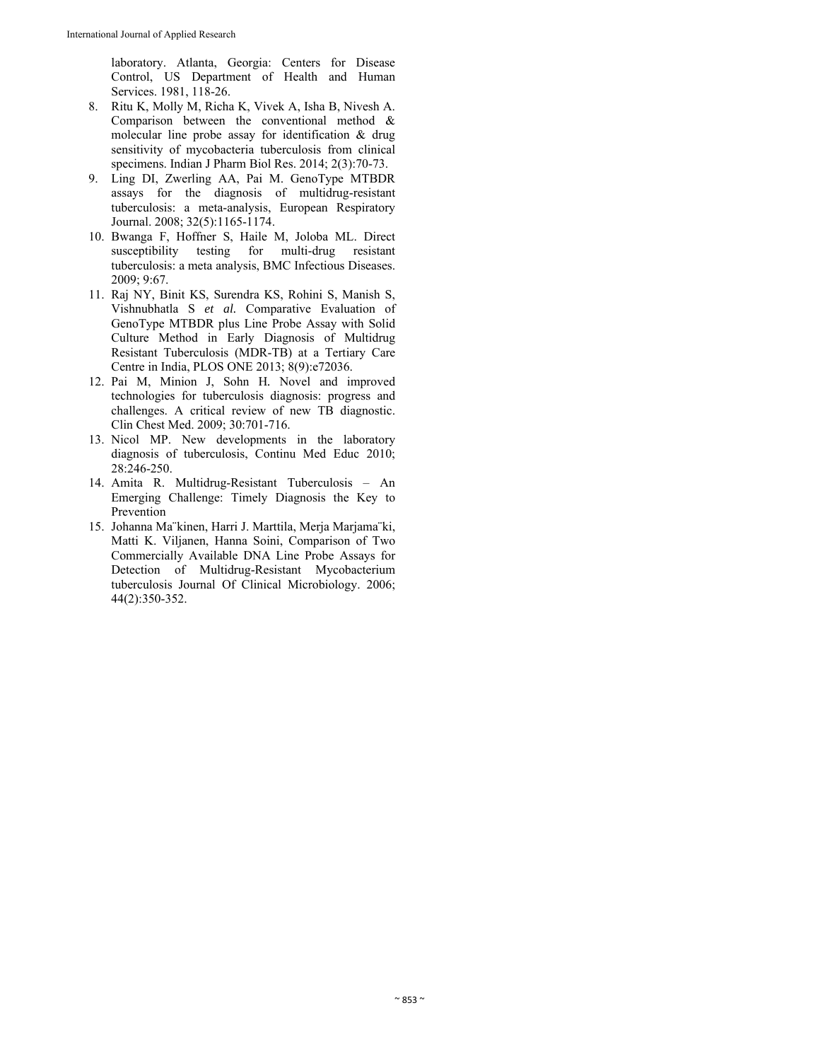laboratory. Atlanta, Georgia: Centers for Disease Control, US Department of Health and Human Services. 1981, 118-26.

8. Ritu K, Molly M, Richa K, Vivek A, Isha B, Nivesh A. Comparison between the conventional method & molecular line probe assay for identification & drug sensitivity of mycobacteria tuberculosis from clinical specimens. Indian J Pharm Biol Res. 2014; 2(3):70-73.
9. Ling DI, Zwerling AA, Pai M. GenoType MTBDR assays for the diagnosis of multidrug-resistant tuberculosis: a meta-analysis, European Respiratory Journal. 2008; 32(5):1165-1174.
10. Bwanga F, Hoffner S, Haile M, Joloba ML. Direct susceptibility testing for multi-drug resistant tuberculosis: a meta analysis, BMC Infectious Diseases. 2009; 9:67.
11. Raj NY, Binit KS, Surendra KS, Rohini S, Manish S, Vishnubhatla S *et al.* Comparative Evaluation of GenoType MTBDR plus Line Probe Assay with Solid Culture Method in Early Diagnosis of Multidrug Resistant Tuberculosis (MDR-TB) at a Tertiary Care Centre in India, PLOS ONE 2013; 8(9):e72036.
12. Pai M, Minion J, Sohn H. Novel and improved technologies for tuberculosis diagnosis: progress and challenges. A critical review of new TB diagnostic. Clin Chest Med. 2009; 30:701-716.
13. Nicol MP. New developments in the laboratory diagnosis of tuberculosis, Continu Med Educ 2010; 28:246-250.
14. Amita R. Multidrug-Resistant Tuberculosis – An Emerging Challenge: Timely Diagnosis the Key to Prevention
15. Johanna Ma¨kinen, Harri J. Marttila, Merja Marjama¨ki, Matti K. Viljanen, Hanna Soini, Comparison of Two Commercially Available DNA Line Probe Assays for Detection of Multidrug-Resistant Mycobacterium tuberculosis Journal Of Clinical Microbiology. 2006; 44(2):350-352.